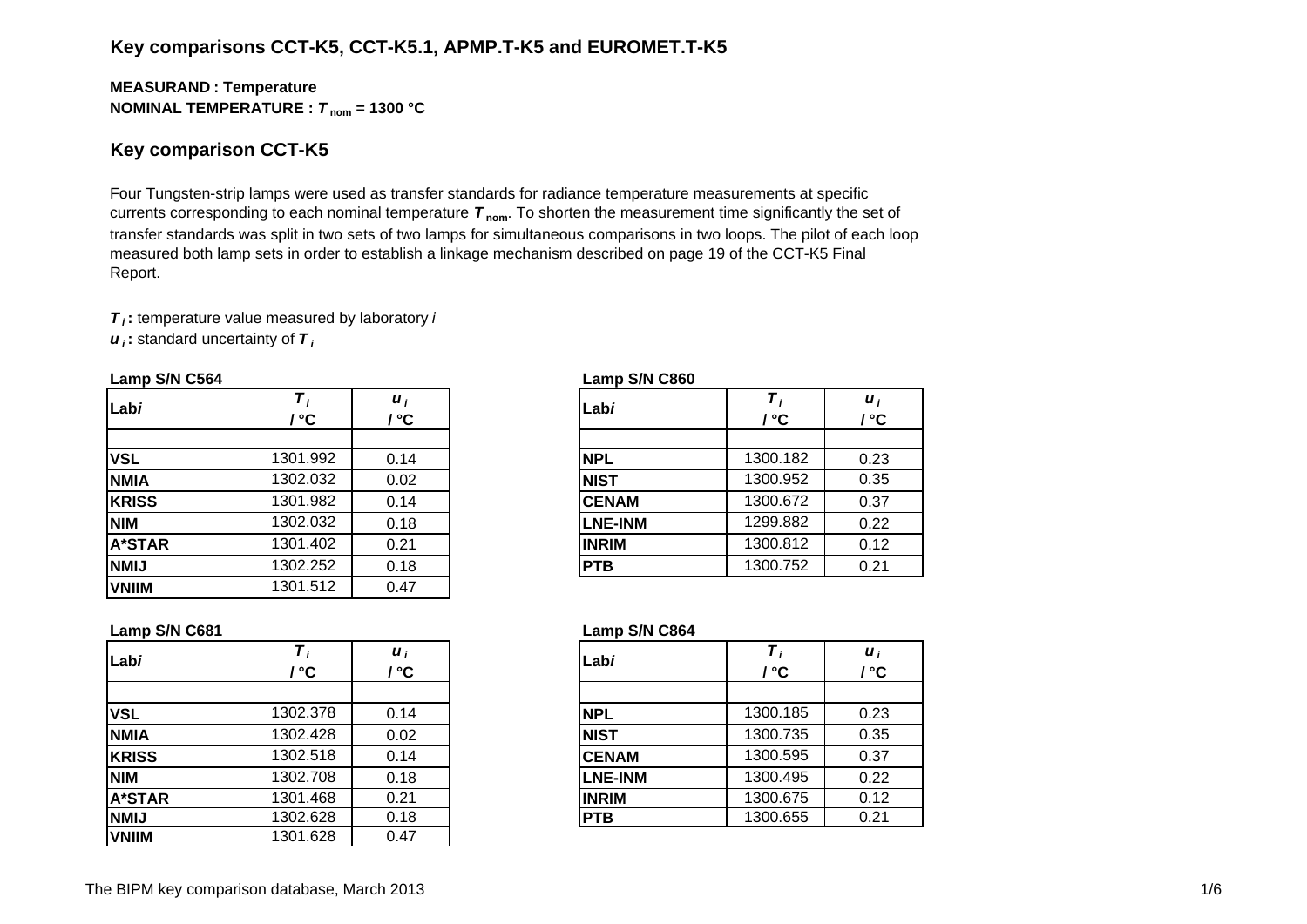# Key comparisons CCT-K5, CCT-K5.1, APMP.T-K5 and EUROMET.T-K5

**MEASURAND : Temperature**

**NOMINAL TEMPERATURE : $T_{nom}$ = 1300 °C**

## Key comparison CCT-K5

Four Tungsten-strip lamps were used as transfer standards for radiance temperature measurements at specific currents corresponding to each nominal temperature $T_{nom}$. To shorten the measurement time significantly the set of transfer standards was split in two sets of two lamps for simultaneous comparisons in two loops. The pilot of each loop measured both lamp sets in order to establish a linkage mechanism described on page 19 of the CCT-K5 Final Report.

$T_i$ **:** temperature value measured by laboratory $i$

$u_i$ **:** standard uncertainty of $T_i$

**Lamp S/N C564**

| Lab*i* | $T_i$ / °C | $u_i$ / °C |
|---|---|---|
| | | |
| **VSL** | 1301.992 | 0.14 |
| **NMIA** | 1302.032 | 0.02 |
| **KRISS** | 1301.982 | 0.14 |
| **NIM** | 1302.032 | 0.18 |
| **A*STAR** | 1301.402 | 0.21 |
| **NMIJ** | 1302.252 | 0.18 |
| **VNIIM** | 1301.512 | 0.47 |

**Lamp S/N C860**

| Lab*i* | $T_i$ / °C | $u_i$ / °C |
|---|---|---|
| | | |
| **NPL** | 1300.182 | 0.23 |
| **NIST** | 1300.952 | 0.35 |
| **CENAM** | 1300.672 | 0.37 |
| **LNE-INM** | 1299.882 | 0.22 |
| **INRIM** | 1300.812 | 0.12 |
| **PTB** | 1300.752 | 0.21 |

**Lamp S/N C681**

| Lab*i* | $T_i$ / °C | $u_i$ / °C |
|---|---|---|
| | | |
| **VSL** | 1302.378 | 0.14 |
| **NMIA** | 1302.428 | 0.02 |
| **KRISS** | 1302.518 | 0.14 |
| **NIM** | 1302.708 | 0.18 |
| **A*STAR** | 1301.468 | 0.21 |
| **NMIJ** | 1302.628 | 0.18 |
| **VNIIM** | 1301.628 | 0.47 |

**Lamp S/N C864**

| Lab*i* | $T_i$ / °C | $u_i$ / °C |
|---|---|---|
| | | |
| **NPL** | 1300.185 | 0.23 |
| **NIST** | 1300.735 | 0.35 |
| **CENAM** | 1300.595 | 0.37 |
| **LNE-INM** | 1300.495 | 0.22 |
| **INRIM** | 1300.675 | 0.12 |
| **PTB** | 1300.655 | 0.21 |

The BIPM key comparison database, March 2013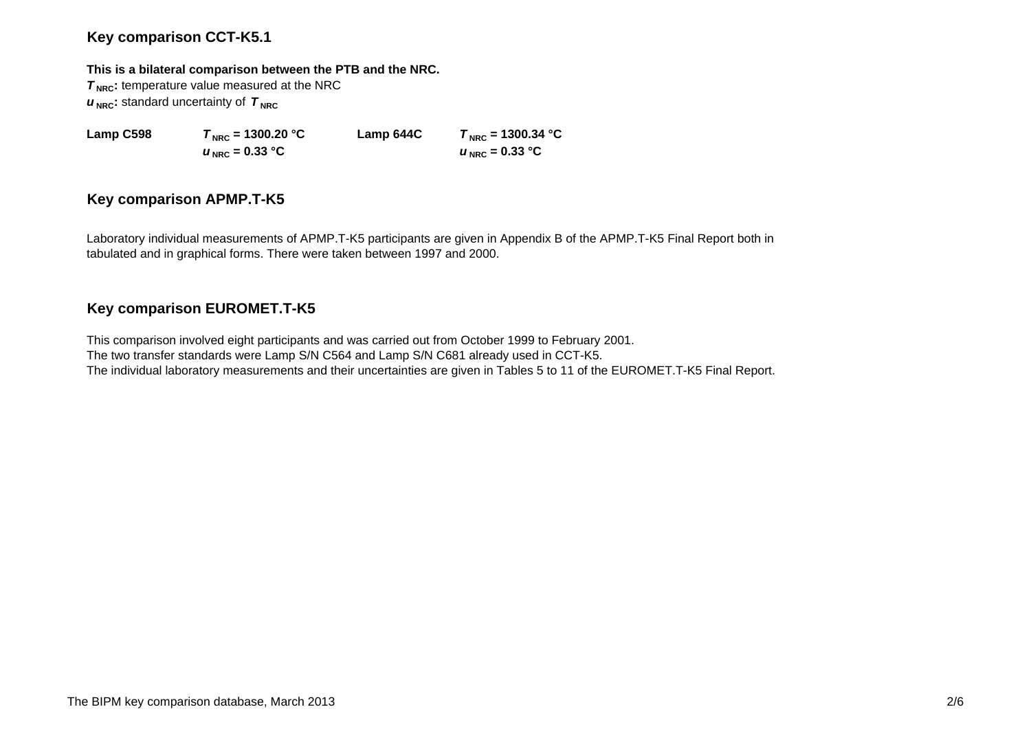## Key comparison CCT-K5.1

**This is a bilateral comparison between the PTB and the NRC.**

$\boldsymbol{T}_{\mathbf{NRC}}$**:** temperature value measured at the NRC

$\boldsymbol{u}_{\mathbf{NRC}}$**:** standard uncertainty of $\boldsymbol{T}_{\mathbf{NRC}}$

| Lamp C598 | $T_{NRC}$ = 1300.20 °C | Lamp 644C | $T_{NRC}$ = 1300.34 °C |
|---|---|---|---|
| | $u_{NRC}$ = 0.33 °C | | $u_{NRC}$ = 0.33 °C |

## Key comparison APMP.T-K5

Laboratory individual measurements of APMP.T-K5 participants are given in Appendix B of the APMP.T-K5 Final Report both in tabulated and in graphical forms. There were taken between 1997 and 2000.

## Key comparison EUROMET.T-K5

This comparison involved eight participants and was carried out from October 1999 to February 2001.
The two transfer standards were Lamp S/N C564 and Lamp S/N C681 already used in CCT-K5.
The individual laboratory measurements and their uncertainties are given in Tables 5 to 11 of the EUROMET.T-K5 Final Report.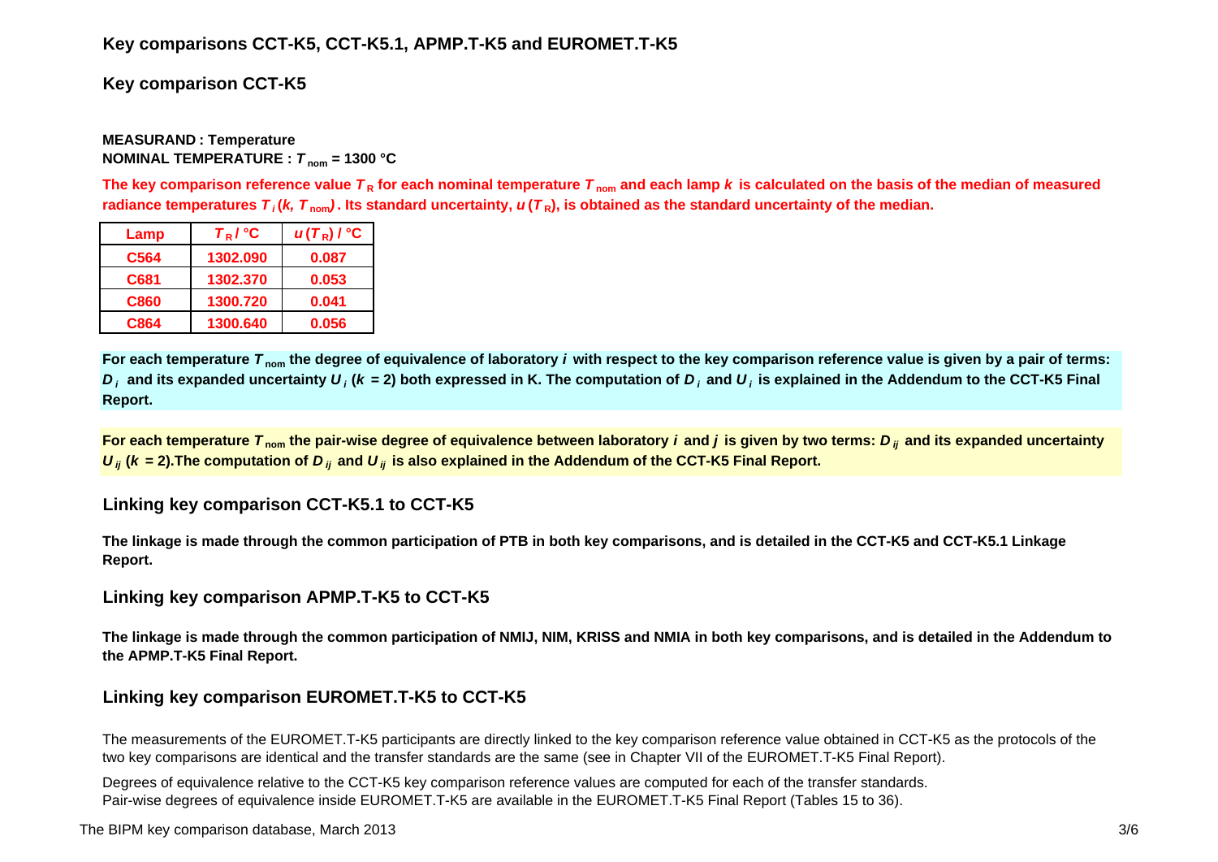## Key comparisons CCT-K5, CCT-K5.1, APMP.T-K5 and EUROMET.T-K5

### Key comparison CCT-K5

**MEASURAND : Temperature**
**NOMINAL TEMPERATURE : $T_{nom}$ = 1300 °C**

**The key comparison reference value $T_R$ for each nominal temperature $T_{nom}$ and each lamp $k$ is calculated on the basis of the median of measured radiance temperatures $T_i(k, T_{nom})$. Its standard uncertainty, $u(T_R)$, is obtained as the standard uncertainty of the median.**

| Lamp | $T_R$ / °C | $u(T_R)$ / °C |
|---|---|---|
| C564 | 1302.090 | 0.087 |
| C681 | 1302.370 | 0.053 |
| C860 | 1300.720 | 0.041 |
| C864 | 1300.640 | 0.056 |

**For each temperature $T_{nom}$ the degree of equivalence of laboratory $i$ with respect to the key comparison reference value is given by a pair of terms: $D_i$ and its expanded uncertainty $U_i$ ($k$ = 2) both expressed in K. The computation of $D_i$ and $U_i$ is explained in the Addendum to the CCT-K5 Final Report.**

**For each temperature $T_{nom}$ the pair-wise degree of equivalence between laboratory $i$ and $j$ is given by two terms: $D_{ij}$ and its expanded uncertainty $U_{ij}$ ($k$ = 2).The computation of $D_{ij}$ and $U_{ij}$ is also explained in the Addendum of the CCT-K5 Final Report.**

### Linking key comparison CCT-K5.1 to CCT-K5

**The linkage is made through the common participation of PTB in both key comparisons, and is detailed in the CCT-K5 and CCT-K5.1 Linkage Report.**

### Linking key comparison APMP.T-K5 to CCT-K5

**The linkage is made through the common participation of NMIJ, NIM, KRISS and NMIA in both key comparisons, and is detailed in the Addendum to the APMP.T-K5 Final Report.**

### Linking key comparison EUROMET.T-K5 to CCT-K5

The measurements of the EUROMET.T-K5 participants are directly linked to the key comparison reference value obtained in CCT-K5 as the protocols of the two key comparisons are identical and the transfer standards are the same (see in Chapter VII of the EUROMET.T-K5 Final Report).

Degrees of equivalence relative to the CCT-K5 key comparison reference values are computed for each of the transfer standards.
Pair-wise degrees of equivalence inside EUROMET.T-K5 are available in the EUROMET.T-K5 Final Report (Tables 15 to 36).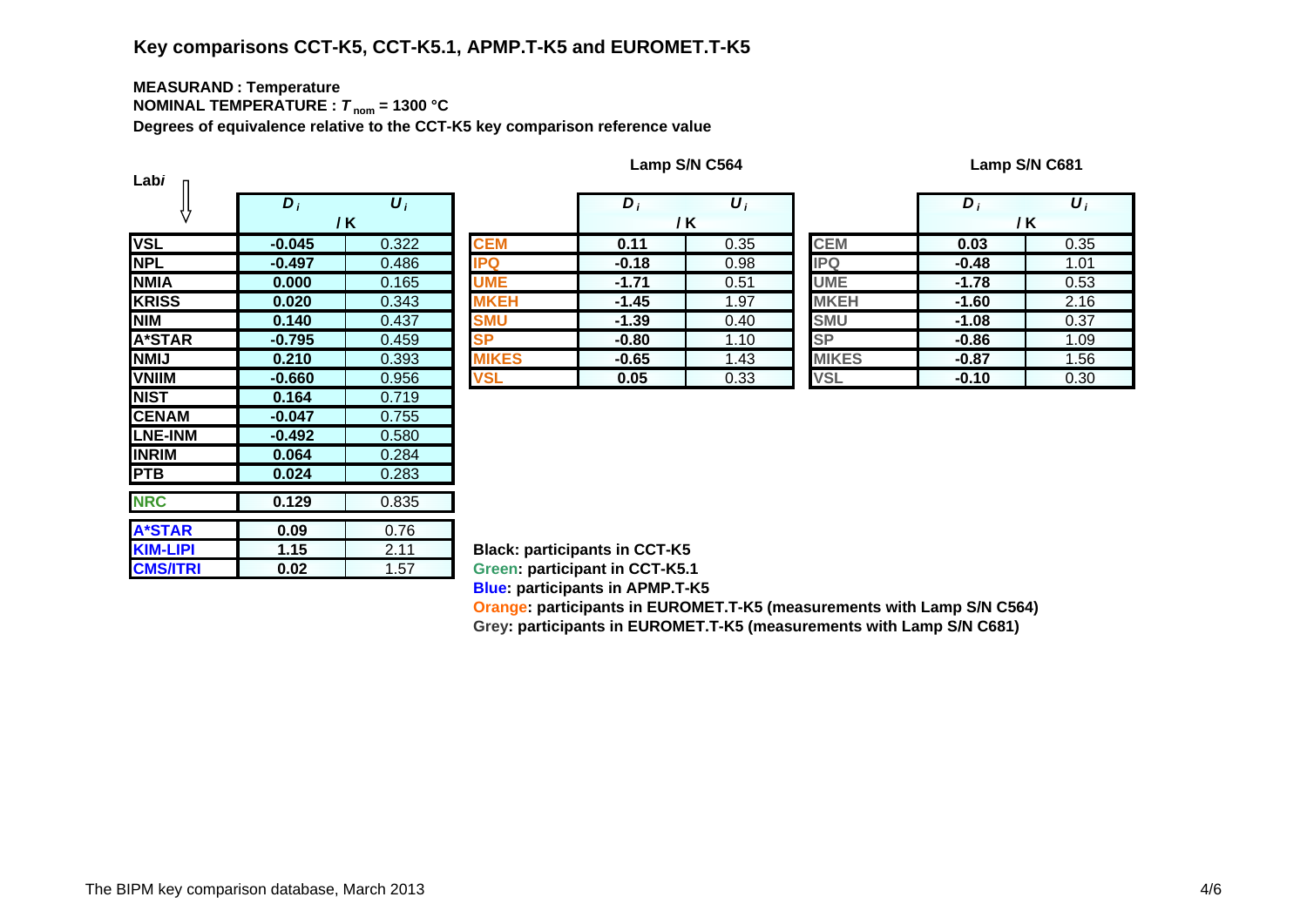## Key comparisons CCT-K5, CCT-K5.1, APMP.T-K5 and EUROMET.T-K5

**MEASURAND : Temperature**
**NOMINAL TEMPERATURE : $T_{nom}$ = 1300 °C**
**Degrees of equivalence relative to the CCT-K5 key comparison reference value**

| Lab $i$ | $D_i$ / K | $U_i$ / K |
|---|---|---|
| VSL | **-0.045** | 0.322 |
| NPL | **-0.497** | 0.486 |
| NMIA | **0.000** | 0.165 |
| KRISS | **0.020** | 0.343 |
| NIM | **0.140** | 0.437 |
| A*STAR | **-0.795** | 0.459 |
| NMIJ | **0.210** | 0.393 |
| VNIIM | **-0.660** | 0.956 |
| NIST | **0.164** | 0.719 |
| CENAM | **-0.047** | 0.755 |
| LNE-INM | **-0.492** | 0.580 |
| INRIM | **0.064** | 0.284 |
| PTB | **0.024** | 0.283 |
| NRC | **0.129** | 0.835 |
| A*STAR | **0.09** | 0.76 |
| KIM-LIPI | **1.15** | 2.11 |
| CMS/ITRI | **0.02** | 1.57 |

**Lamp S/N C564**

| Lab $i$ | $D_i$ / K | $U_i$ / K |
|---|---|---|
| CEM | **0.11** | 0.35 |
| IPQ | **-0.18** | 0.98 |
| UME | **-1.71** | 0.51 |
| MKEH | **-1.45** | 1.97 |
| SMU | **-1.39** | 0.40 |
| SP | **-0.80** | 1.10 |
| MIKES | **-0.65** | 1.43 |
| VSL | **0.05** | 0.33 |

**Lamp S/N C681**

| Lab $i$ | $D_i$ / K | $U_i$ / K |
|---|---|---|
| CEM | **0.03** | 0.35 |
| IPQ | **-0.48** | 1.01 |
| UME | **-1.78** | 0.53 |
| MKEH | **-1.60** | 2.16 |
| SMU | **-1.08** | 0.37 |
| SP | **-0.86** | 1.09 |
| MIKES | **-0.87** | 1.56 |
| VSL | **-0.10** | 0.30 |

**Black: participants in CCT-K5**
**Green: participant in CCT-K5.1**
**Blue: participants in APMP.T-K5**
**Orange: participants in EUROMET.T-K5 (measurements with Lamp S/N C564)**
**Grey: participants in EUROMET.T-K5 (measurements with Lamp S/N C681)**

The BIPM key comparison database, March 2013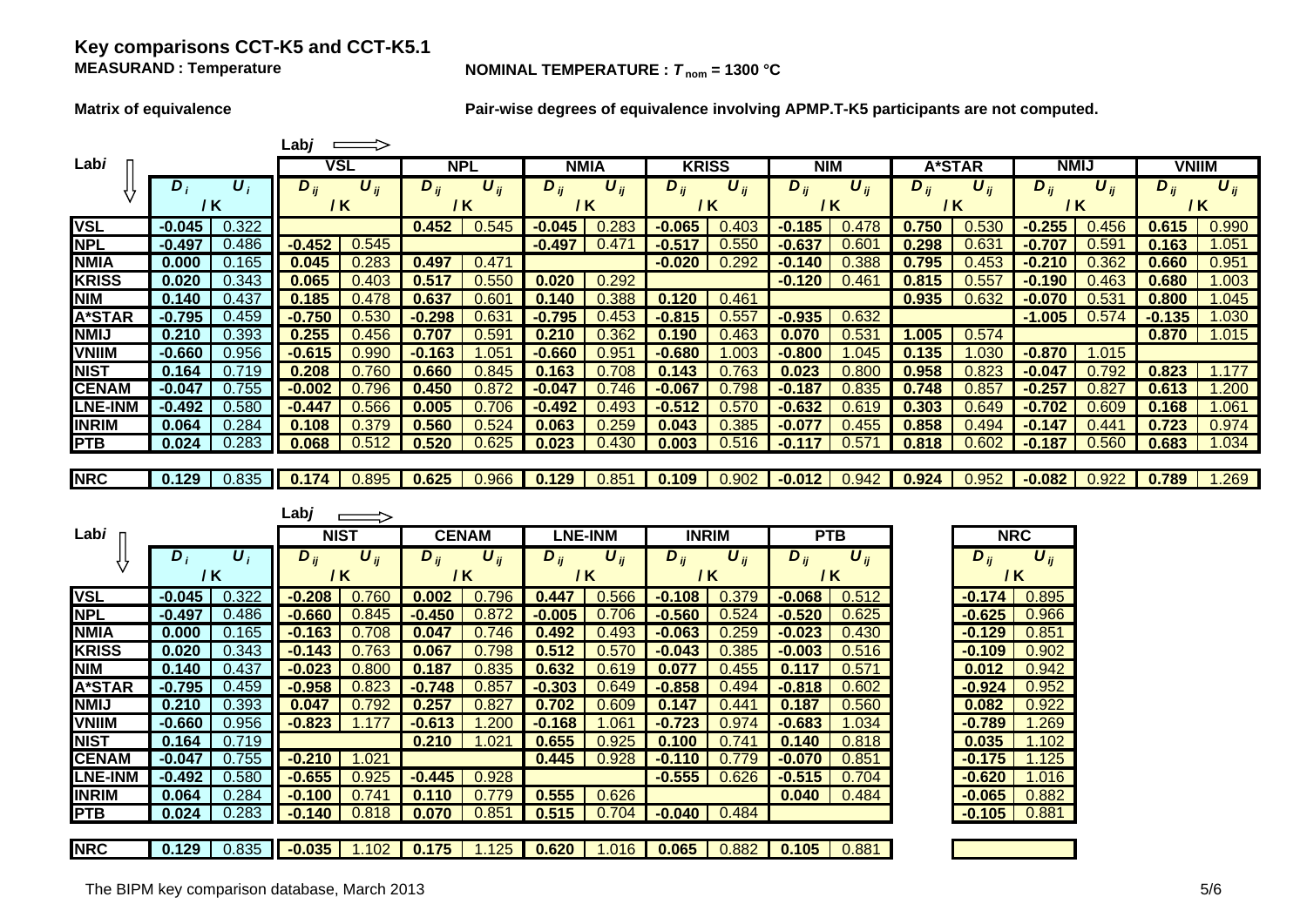# Key comparisons CCT-K5 and CCT-K5.1

**MEASURAND : Temperature**

**NOMINAL TEMPERATURE : $T_{nom}$ = 1300 °C**

**Matrix of equivalence**

**Pair-wise degrees of equivalence involving APMP.T-K5 participants are not computed.**

| Lab*i* | $D_i$ / K | $U_i$ / K | VSL $D_{ij}$ / K | VSL $U_{ij}$ / K | NPL $D_{ij}$ / K | NPL $U_{ij}$ / K | NMIA $D_{ij}$ / K | NMIA $U_{ij}$ / K | KRISS $D_{ij}$ / K | KRISS $U_{ij}$ / K | NIM $D_{ij}$ / K | NIM $U_{ij}$ / K | A*STAR $D_{ij}$ / K | A*STAR $U_{ij}$ / K | NMIJ $D_{ij}$ / K | NMIJ $U_{ij}$ / K | VNIIM $D_{ij}$ / K | VNIIM $U_{ij}$ / K |
|---|---|---|---|---|---|---|---|---|---|---|---|---|---|---|---|---|---|---|
| VSL | -0.045 | 0.322 | | | 0.452 | 0.545 | -0.045 | 0.283 | -0.065 | 0.403 | -0.185 | 0.478 | 0.750 | 0.530 | -0.255 | 0.456 | 0.615 | 0.990 |
| NPL | -0.497 | 0.486 | -0.452 | 0.545 | | | -0.497 | 0.471 | -0.517 | 0.550 | -0.637 | 0.601 | 0.298 | 0.631 | -0.707 | 0.591 | 0.163 | 1.051 |
| NMIA | 0.000 | 0.165 | 0.045 | 0.283 | 0.497 | 0.471 | | | -0.020 | 0.292 | -0.140 | 0.388 | 0.795 | 0.453 | -0.210 | 0.362 | 0.660 | 0.951 |
| KRISS | 0.020 | 0.343 | 0.065 | 0.403 | 0.517 | 0.550 | 0.020 | 0.292 | | | -0.120 | 0.461 | 0.815 | 0.557 | -0.190 | 0.463 | 0.680 | 1.003 |
| NIM | 0.140 | 0.437 | 0.185 | 0.478 | 0.637 | 0.601 | 0.140 | 0.388 | 0.120 | 0.461 | | | 0.935 | 0.632 | -0.070 | 0.531 | 0.800 | 1.045 |
| A*STAR | -0.795 | 0.459 | -0.750 | 0.530 | -0.298 | 0.631 | -0.795 | 0.453 | -0.815 | 0.557 | -0.935 | 0.632 | | | -1.005 | 0.574 | -0.135 | 1.030 |
| NMIJ | 0.210 | 0.393 | 0.255 | 0.456 | 0.707 | 0.591 | 0.210 | 0.362 | 0.190 | 0.463 | 0.070 | 0.531 | 1.005 | 0.574 | | | 0.870 | 1.015 |
| VNIIM | -0.660 | 0.956 | -0.615 | 0.990 | -0.163 | 1.051 | -0.660 | 0.951 | -0.680 | 1.003 | -0.800 | 1.045 | 0.135 | 1.030 | -0.870 | 1.015 | | |
| NIST | 0.164 | 0.719 | 0.208 | 0.760 | 0.660 | 0.845 | 0.163 | 0.708 | 0.143 | 0.763 | 0.023 | 0.800 | 0.958 | 0.823 | -0.047 | 0.792 | 0.823 | 1.177 |
| CENAM | -0.047 | 0.755 | -0.002 | 0.796 | 0.450 | 0.872 | -0.047 | 0.746 | -0.067 | 0.798 | -0.187 | 0.835 | 0.748 | 0.857 | -0.257 | 0.827 | 0.613 | 1.200 |
| LNE-INM | -0.492 | 0.580 | -0.447 | 0.566 | 0.005 | 0.706 | -0.492 | 0.493 | -0.512 | 0.570 | -0.632 | 0.619 | 0.303 | 0.649 | -0.702 | 0.609 | 0.168 | 1.061 |
| INRIM | 0.064 | 0.284 | 0.108 | 0.379 | 0.560 | 0.524 | 0.063 | 0.259 | 0.043 | 0.385 | -0.077 | 0.455 | 0.858 | 0.494 | -0.147 | 0.441 | 0.723 | 0.974 |
| PTB | 0.024 | 0.283 | 0.068 | 0.512 | 0.520 | 0.625 | 0.023 | 0.430 | 0.003 | 0.516 | -0.117 | 0.571 | 0.818 | 0.602 | -0.187 | 0.560 | 0.683 | 1.034 |
| NRC | 0.129 | 0.835 | 0.174 | 0.895 | 0.625 | 0.966 | 0.129 | 0.851 | 0.109 | 0.902 | -0.012 | 0.942 | 0.924 | 0.952 | -0.082 | 0.922 | 0.789 | 1.269 |

| Lab*i* | $D_i$ / K | $U_i$ / K | NIST $D_{ij}$ / K | NIST $U_{ij}$ / K | CENAM $D_{ij}$ / K | CENAM $U_{ij}$ / K | LNE-INM $D_{ij}$ / K | LNE-INM $U_{ij}$ / K | INRIM $D_{ij}$ / K | INRIM $U_{ij}$ / K | PTB $D_{ij}$ / K | PTB $U_{ij}$ / K | NRC $D_{ij}$ / K | NRC $U_{ij}$ / K |
|---|---|---|---|---|---|---|---|---|---|---|---|---|---|---|
| VSL | -0.045 | 0.322 | -0.208 | 0.760 | 0.002 | 0.796 | 0.447 | 0.566 | -0.108 | 0.379 | -0.068 | 0.512 | -0.174 | 0.895 |
| NPL | -0.497 | 0.486 | -0.660 | 0.845 | -0.450 | 0.872 | -0.005 | 0.706 | -0.560 | 0.524 | -0.520 | 0.625 | -0.625 | 0.966 |
| NMIA | 0.000 | 0.165 | -0.163 | 0.708 | 0.047 | 0.746 | 0.492 | 0.493 | -0.063 | 0.259 | -0.023 | 0.430 | -0.129 | 0.851 |
| KRISS | 0.020 | 0.343 | -0.143 | 0.763 | 0.067 | 0.798 | 0.512 | 0.570 | -0.043 | 0.385 | -0.003 | 0.516 | -0.109 | 0.902 |
| NIM | 0.140 | 0.437 | -0.023 | 0.800 | 0.187 | 0.835 | 0.632 | 0.619 | 0.077 | 0.455 | 0.117 | 0.571 | 0.012 | 0.942 |
| A*STAR | -0.795 | 0.459 | -0.958 | 0.823 | -0.748 | 0.857 | -0.303 | 0.649 | -0.858 | 0.494 | -0.818 | 0.602 | -0.924 | 0.952 |
| NMIJ | 0.210 | 0.393 | 0.047 | 0.792 | 0.257 | 0.827 | 0.702 | 0.609 | 0.147 | 0.441 | 0.187 | 0.560 | 0.082 | 0.922 |
| VNIIM | -0.660 | 0.956 | -0.823 | 1.177 | -0.613 | 1.200 | -0.168 | 1.061 | -0.723 | 0.974 | -0.683 | 1.034 | -0.789 | 1.269 |
| NIST | 0.164 | 0.719 | | | 0.210 | 1.021 | 0.655 | 0.925 | 0.100 | 0.741 | 0.140 | 0.818 | 0.035 | 1.102 |
| CENAM | -0.047 | 0.755 | -0.210 | 1.021 | | | 0.445 | 0.928 | -0.110 | 0.779 | -0.070 | 0.851 | -0.175 | 1.125 |
| LNE-INM | -0.492 | 0.580 | -0.655 | 0.925 | -0.445 | 0.928 | | | -0.555 | 0.626 | -0.515 | 0.704 | -0.620 | 1.016 |
| INRIM | 0.064 | 0.284 | -0.100 | 0.741 | 0.110 | 0.779 | 0.555 | 0.626 | | | 0.040 | 0.484 | -0.065 | 0.882 |
| PTB | 0.024 | 0.283 | -0.140 | 0.818 | 0.070 | 0.851 | 0.515 | 0.704 | -0.040 | 0.484 | | | -0.105 | 0.881 |
| NRC | 0.129 | 0.835 | -0.035 | 1.102 | 0.175 | 1.125 | 0.620 | 1.016 | 0.065 | 0.882 | 0.105 | 0.881 | | |

The BIPM key comparison database, March 2013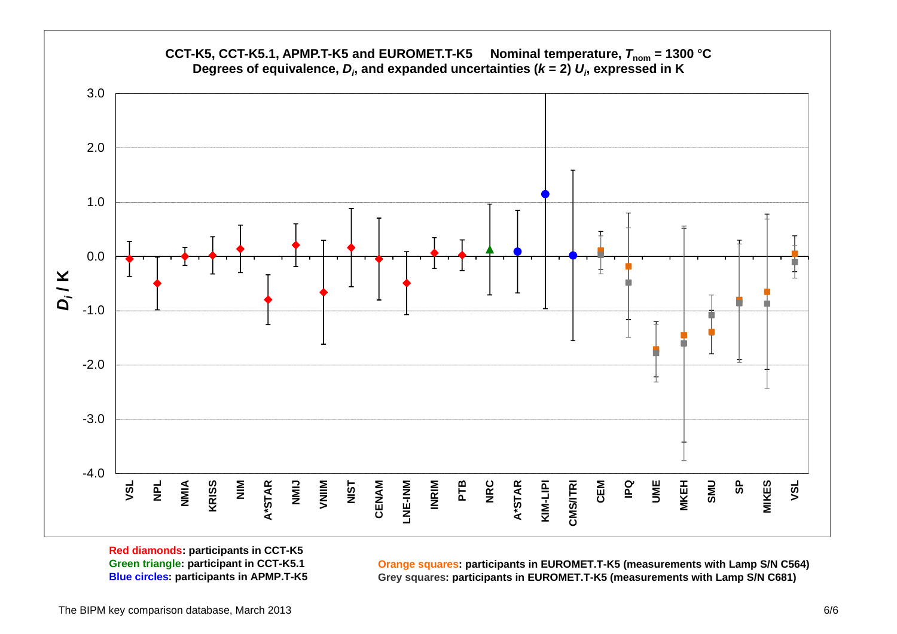CCT-K5, CCT-K5.1, APMP.T-K5 and EUROMET.T-K5 Nominal temperature, $T_{nom}$ = 1300 °C

Degrees of equivalence, $D_i$, and expanded uncertainties ($k$ = 2) $U_i$, expressed in K

$D_i$ / K

3.0
2.0
1.0
0.0
-1.0
-2.0
-3.0
-4.0

VSL
NPL
NMIA
KRISS
NIM
A*STAR
NMIJ
VNIIM
NIST
CENAM
LNE-INM
INRIM
PTB
NRC
A*STAR
KIM-LIPI
CMS/ITRI
CEM
IPQ
UME
MKEH
SMU
SP
MIKES
VSL

**Red diamonds: participants in CCT-K5**

**Green triangle: participant in CCT-K5.1**

**Blue circles: participants in APMP.T-K5**

**Orange squares: participants in EUROMET.T-K5 (measurements with Lamp S/N C564)**

**Grey squares: participants in EUROMET.T-K5 (measurements with Lamp S/N C681)**

The BIPM key comparison database, March 2013